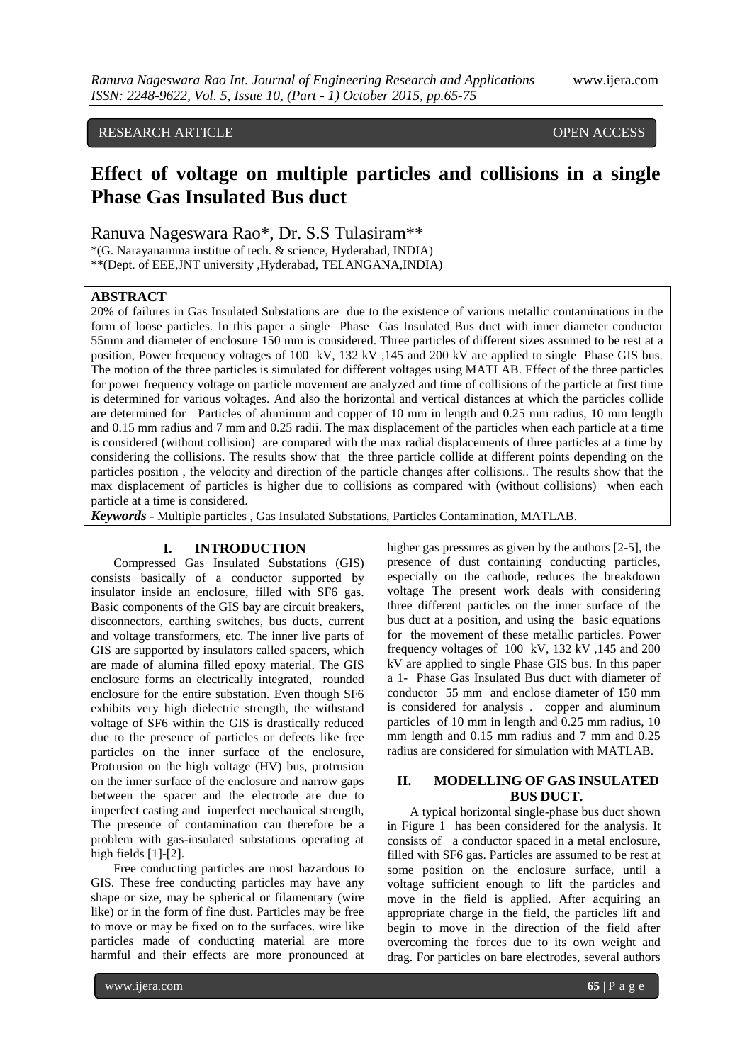RESEARCH ARTICLE OPEN ACCESS

# Effect of voltage on multiple particles and collisions in a single Phase Gas Insulated Bus duct

Ranuva Nageswara Rao*, Dr. S.S Tulasiram**

*(G. Narayanamma institue of tech. & science, Hyderabad, INDIA)
**(Dept. of EEE,JNT university ,Hyderabad, TELANGANA,INDIA)

## ABSTRACT

20% of failures in Gas Insulated Substations are due to the existence of various metallic contaminations in the form of loose particles. In this paper a single Phase Gas Insulated Bus duct with inner diameter conductor 55mm and diameter of enclosure 150 mm is considered. Three particles of different sizes assumed to be rest at a position, Power frequency voltages of 100 kV, 132 kV ,145 and 200 kV are applied to single Phase GIS bus. The motion of the three particles is simulated for different voltages using MATLAB. Effect of the three particles for power frequency voltage on particle movement are analyzed and time of collisions of the particle at first time is determined for various voltages. And also the horizontal and vertical distances at which the particles collide are determined for Particles of aluminum and copper of 10 mm in length and 0.25 mm radius, 10 mm length and 0.15 mm radius and 7 mm and 0.25 radii. The max displacement of the particles when each particle at a time is considered (without collision) are compared with the max radial displacements of three particles at a time by considering the collisions. The results show that the three particle collide at different points depending on the particles position , the velocity and direction of the particle changes after collisions.. The results show that the max displacement of particles is higher due to collisions as compared with (without collisions) when each particle at a time is considered.

***Keywords* -** Multiple particles , Gas Insulated Substations, Particles Contamination, MATLAB.

## I. INTRODUCTION

Compressed Gas Insulated Substations (GIS) consists basically of a conductor supported by insulator inside an enclosure, filled with SF6 gas. Basic components of the GIS bay are circuit breakers, disconnectors, earthing switches, bus ducts, current and voltage transformers, etc. The inner live parts of GIS are supported by insulators called spacers, which are made of alumina filled epoxy material. The GIS enclosure forms an electrically integrated, rounded enclosure for the entire substation. Even though SF6 exhibits very high dielectric strength, the withstand voltage of SF6 within the GIS is drastically reduced due to the presence of particles or defects like free particles on the inner surface of the enclosure, Protrusion on the high voltage (HV) bus, protrusion on the inner surface of the enclosure and narrow gaps between the spacer and the electrode are due to imperfect casting and imperfect mechanical strength, The presence of contamination can therefore be a problem with gas-insulated substations operating at high fields [1]-[2].

Free conducting particles are most hazardous to GIS. These free conducting particles may have any shape or size, may be spherical or filamentary (wire like) or in the form of fine dust. Particles may be free to move or may be fixed on to the surfaces. wire like particles made of conducting material are more harmful and their effects are more pronounced at higher gas pressures as given by the authors [2-5], the presence of dust containing conducting particles, especially on the cathode, reduces the breakdown voltage The present work deals with considering three different particles on the inner surface of the bus duct at a position, and using the basic equations for the movement of these metallic particles. Power frequency voltages of 100 kV, 132 kV ,145 and 200 kV are applied to single Phase GIS bus. In this paper a 1- Phase Gas Insulated Bus duct with diameter of conductor 55 mm and enclose diameter of 150 mm is considered for analysis . copper and aluminum particles of 10 mm in length and 0.25 mm radius, 10 mm length and 0.15 mm radius and 7 mm and 0.25 radius are considered for simulation with MATLAB.

## II. MODELLING OF GAS INSULATED BUS DUCT.

A typical horizontal single-phase bus duct shown in Figure 1 has been considered for the analysis. It consists of a conductor spaced in a metal enclosure, filled with SF6 gas. Particles are assumed to be rest at some position on the enclosure surface, until a voltage sufficient enough to lift the particles and move in the field is applied. After acquiring an appropriate charge in the field, the particles lift and begin to move in the direction of the field after overcoming the forces due to its own weight and drag. For particles on bare electrodes, several authors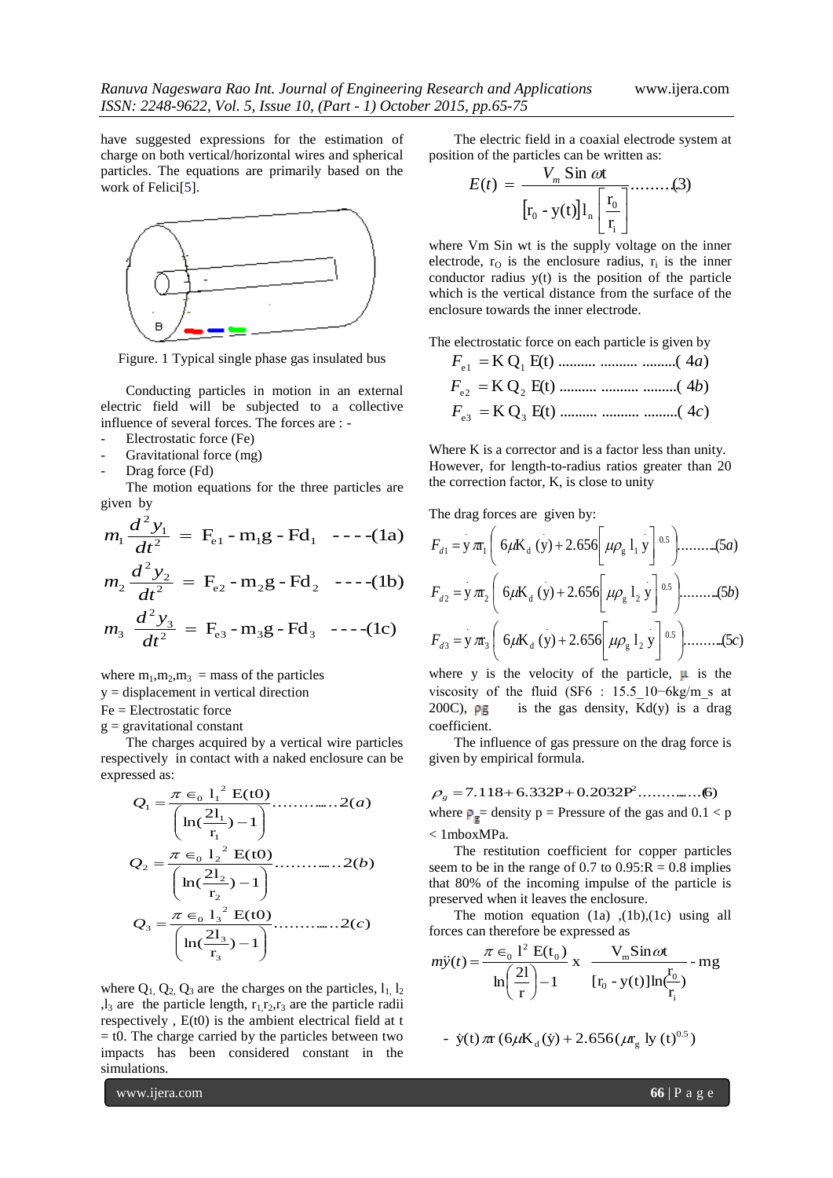have suggested expressions for the estimation of charge on both vertical/horizontal wires and spherical particles. The equations are primarily based on the work of Felici[5].

Figure. 1 Typical single phase gas insulated bus

Conducting particles in motion in an external electric field will be subjected to a collective influence of several forces. The forces are : -

- Electrostatic force (Fe)
- Gravitational force (mg)
- Drag force (Fd)

The motion equations for the three particles are given by

$$m_1 \frac{d^2 y_1}{dt^2} = F_{e1} - m_1 g - Fd_1 \quad ----(1a)$$

$$m_2 \frac{d^2 y_2}{dt^2} = F_{e2} - m_2 g - Fd_2 \quad ----(1b)$$

$$m_3 \frac{d^2 y_3}{dt^2} = F_{e3} - m_3 g - Fd_3 \quad ----(1c)$$

where $m_1, m_2, m_3$ = mass of the particles
y = displacement in vertical direction
Fe = Electrostatic force
g = gravitational constant

The charges acquired by a vertical wire particles respectively in contact with a naked enclosure can be expressed as:

$$Q_1 = \frac{\pi \in_0 l_1^2 \, E(t0)}{\left( \ln(\frac{2l_1}{r_1}) - 1 \right)} \ldots\ldots\ldots\ldots 2(a)$$

$$Q_2 = \frac{\pi \in_0 l_2^2 \, E(t0)}{\left( \ln(\frac{2l_2}{r_2}) - 1 \right)} \ldots\ldots\ldots\ldots 2(b)$$

$$Q_3 = \frac{\pi \in_0 l_3^2 \, E(t0)}{\left( \ln(\frac{2l_3}{r_3}) - 1 \right)} \ldots\ldots\ldots\ldots 2(c)$$

where $Q_1$, $Q_2$, $Q_3$ are the charges on the particles, $l_1$, $l_2$, $l_3$ are the particle length, $r_1$, $r_2$, $r_3$ are the particle radii respectively , E(t0) is the ambient electrical field at t = t0. The charge carried by the particles between two impacts has been considered constant in the simulations.

The electric field in a coaxial electrode system at position of the particles can be written as:

$$E(t) = \frac{V_m \, \text{Sin} \, \omega t}{\left[ r_0 - y(t) \right] l_n \left[ \frac{r_0}{r_i} \right]} \ldots\ldots\ldots(3)$$

where Vm Sin wt is the supply voltage on the inner electrode, $r_O$ is the enclosure radius, $r_i$ is the inner conductor radius y(t) is the position of the particle which is the vertical distance from the surface of the enclosure towards the inner electrode.

The electrostatic force on each particle is given by

$$F_{e1} = K \, Q_1 \, E(t) \ldots\ldots\ldots\ldots\ldots\ldots\ldots\ldots\ldots\ldots(4a)$$

$$F_{e2} = K \, Q_2 \, E(t) \ldots\ldots\ldots\ldots\ldots\ldots\ldots\ldots\ldots\ldots(4b)$$

$$F_{e3} = K \, Q_3 \, E(t) \ldots\ldots\ldots\ldots\ldots\ldots\ldots\ldots\ldots\ldots(4c)$$

Where K is a corrector and is a factor less than unity. However, for length-to-radius ratios greater than 20 the correction factor, K, is close to unity

The drag forces are given by:

$$F_{d1} = \dot{y} \, \pi r_1 \left( 6\mu K_d \, (\dot{y}) + 2.656 \left[ \mu \rho_g \, l_1 \, \dot{y} \right]^{0.5} \right) \ldots\ldots\ldots(5a)$$

$$F_{d2} = \dot{y} \, \pi r_2 \left( 6\mu K_d \, (\dot{y}) + 2.656 \left[ \mu \rho_g \, l_2 \, \dot{y} \right]^{0.5} \right) \ldots\ldots\ldots(5b)$$

$$F_{d3} = \dot{y} \, \pi r_3 \left( 6\mu K_d \, (\dot{y}) + 2.656 \left[ \mu \rho_g \, l_2 \, \dot{y} \right]^{0.5} \right) \ldots\ldots\ldots(5c)$$

where y is the velocity of the particle, $\mu$ is the viscosity of the fluid (SF6 : 15.5_10−6kg/m_s at 200C), $\rho_g$ is the gas density, Kd(y) is a drag coefficient.

The influence of gas pressure on the drag force is given by empirical formula.

$$\rho_g = 7.118 + 6.332P + 0.2032P^2 \ldots\ldots\ldots\ldots(6)$$

where $\rho_g$ = density p = Pressure of the gas and 0.1 < p < 1mboxMPa.

The restitution coefficient for copper particles seem to be in the range of 0.7 to 0.95:R = 0.8 implies that 80% of the incoming impulse of the particle is preserved when it leaves the enclosure.

The motion equation (1a) ,(1b),(1c) using all forces can therefore be expressed as

$$m\ddot{y}(t) = \frac{\pi \in_0 l^2 \, E(t_0)}{\ln\left(\frac{2l}{r}\right) - 1} \; x \; \frac{V_m \text{Sin} \omega t}{[r_0 - y(t)] \ln(\frac{r_0}{r_i})} - mg$$

$$- \; \dot{y}(t) \, \pi r \, (6\mu K_d \, (\dot{y}) + 2.656 (\mu r_g \; ly \; (t)^{0.5})$$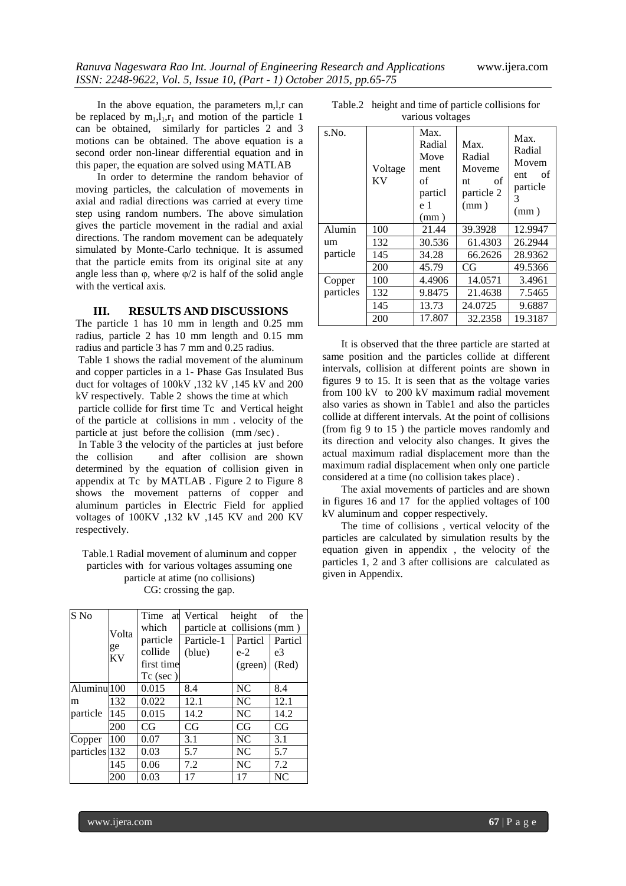In the above equation, the parameters m,l,r can be replaced by $m_1$,$l_1$,$r_1$ and motion of the particle 1 can be obtained, similarly for particles 2 and 3 motions can be obtained. The above equation is a second order non-linear differential equation and in this paper, the equation are solved using MATLAB

In order to determine the random behavior of moving particles, the calculation of movements in axial and radial directions was carried at every time step using random numbers. The above simulation gives the particle movement in the radial and axial directions. The random movement can be adequately simulated by Monte-Carlo technique. It is assumed that the particle emits from its original site at any angle less than φ, where φ/2 is half of the solid angle with the vertical axis.

## III. RESULTS AND DISCUSSIONS

The particle 1 has 10 mm in length and 0.25 mm radius, particle 2 has 10 mm length and 0.15 mm radius and particle 3 has 7 mm and 0.25 radius.

Table 1 shows the radial movement of the aluminum and copper particles in a 1- Phase Gas Insulated Bus duct for voltages of 100kV ,132 kV ,145 kV and 200 kV respectively. Table 2 shows the time at which particle collide for first time Tc and Vertical height of the particle at collisions in mm . velocity of the particle at just before the collision (mm /sec) .

In Table 3 the velocity of the particles at just before the collision and after collision are shown determined by the equation of collision given in appendix at Tc by MATLAB . Figure 2 to Figure 8 shows the movement patterns of copper and aluminum particles in Electric Field for applied voltages of 100KV ,132 kV ,145 KV and 200 KV respectively.

Table.1 Radial movement of aluminum and copper particles with for various voltages assuming one particle at atime (no collisions)
CG: crossing the gap.

| S No | Voltage KV | Time at which particle collide first time Tc (sec ) | Vertical height of the particle at collisions (mm ) | | |
|---|---|---|---|---|---|
| | | | Particle-1 (blue) | Particle-2 (green) | Particle3 (Red) |
| Aluminum particle | 100 | 0.015 | 8.4 | NC | 8.4 |
| | 132 | 0.022 | 12.1 | NC | 12.1 |
| | 145 | 0.015 | 14.2 | NC | 14.2 |
| | 200 | CG | CG | CG | CG |
| Copper particles | 100 | 0.07 | 3.1 | NC | 3.1 |
| | 132 | 0.03 | 5.7 | NC | 5.7 |
| | 145 | 0.06 | 7.2 | NC | 7.2 |
| | 200 | 0.03 | 17 | 17 | NC |

Table.2 height and time of particle collisions for various voltages

| s.No. | Voltage KV | Max. Radial Movement of particle 1 (mm ) | Max. Radial Movement of particle 2 (mm ) | Max. Radial Movement of particle 3 (mm ) |
|---|---|---|---|---|
| Aluminum particle | 100 | 21.44 | 39.3928 | 12.9947 |
| | 132 | 30.536 | 61.4303 | 26.2944 |
| | 145 | 34.28 | 66.2626 | 28.9362 |
| | 200 | 45.79 | CG | 49.5366 |
| Copper particles | 100 | 4.4906 | 14.0571 | 3.4961 |
| | 132 | 9.8475 | 21.4638 | 7.5465 |
| | 145 | 13.73 | 24.0725 | 9.6887 |
| | 200 | 17.807 | 32.2358 | 19.3187 |

It is observed that the three particle are started at same position and the particles collide at different intervals, collision at different points are shown in figures 9 to 15. It is seen that as the voltage varies from 100 kV to 200 kV maximum radial movement also varies as shown in Table1 and also the particles collide at different intervals. At the point of collisions (from fig 9 to 15 ) the particle moves randomly and its direction and velocity also changes. It gives the actual maximum radial displacement more than the maximum radial displacement when only one particle considered at a time (no collision takes place) .

The axial movements of particles and are shown in figures 16 and 17 for the applied voltages of 100 kV aluminum and copper respectively.

The time of collisions , vertical velocity of the particles are calculated by simulation results by the equation given in appendix , the velocity of the particles 1, 2 and 3 after collisions are calculated as given in Appendix.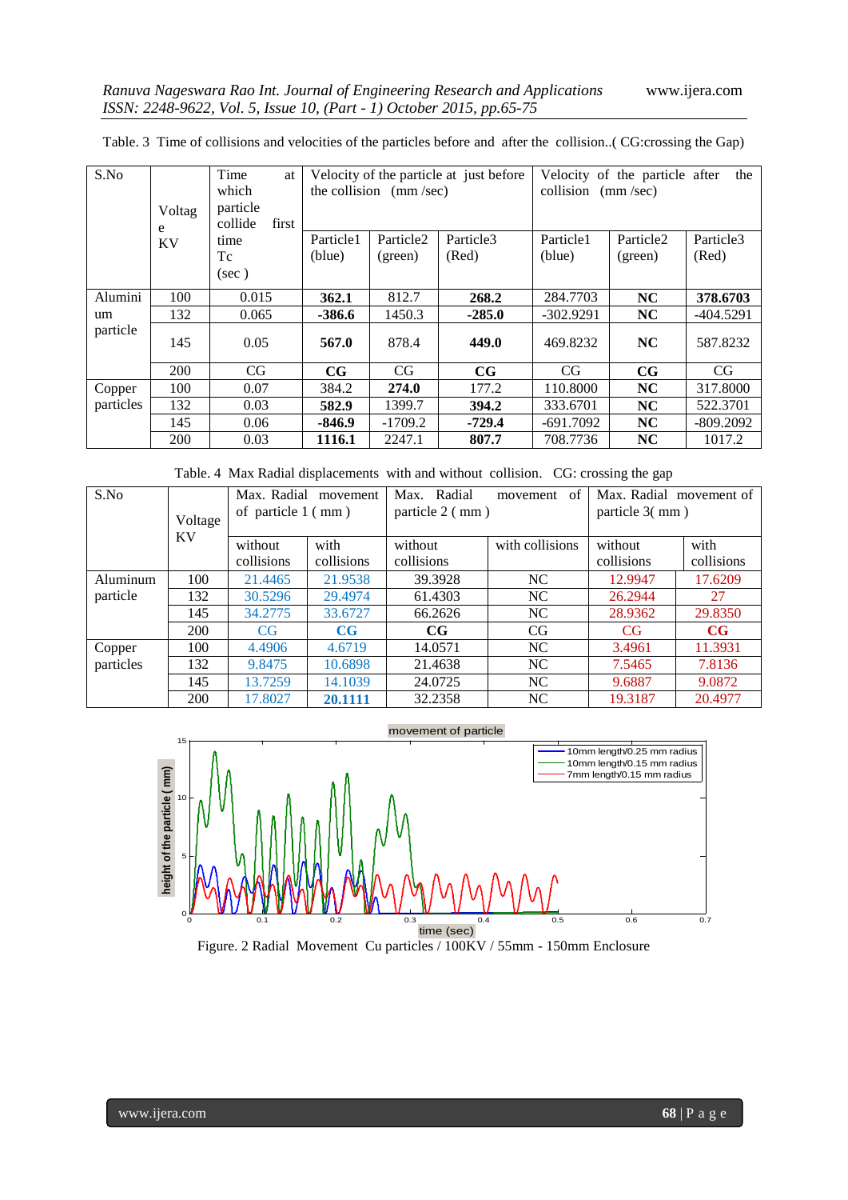Table. 3 Time of collisions and velocities of the particles before and after the collision..( CG:crossing the Gap)

| S.No | Voltage KV | Time at which particle collide first time Tc (sec ) | Velocity of the particle at just before the collision (mm /sec) | | | Velocity of the particle after the collision (mm /sec) | | |
|---|---|---|---|---|---|---|---|---|
| | | | Particle1 (blue) | Particle2 (green) | Particle3 (Red) | Particle1 (blue) | Particle2 (green) | Particle3 (Red) |
| Aluminium particle | 100 | 0.015 | **362.1** | 812.7 | **268.2** | 284.7703 | **NC** | **378.6703** |
| | 132 | 0.065 | **-386.6** | 1450.3 | **-285.0** | -302.9291 | **NC** | -404.5291 |
| | 145 | 0.05 | **567.0** | 878.4 | **449.0** | 469.8232 | **NC** | 587.8232 |
| | 200 | CG | **CG** | CG | **CG** | CG | **CG** | CG |
| Copper particles | 100 | 0.07 | 384.2 | **274.0** | 177.2 | 110.8000 | **NC** | 317.8000 |
| | 132 | 0.03 | **582.9** | 1399.7 | **394.2** | 333.6701 | **NC** | 522.3701 |
| | 145 | 0.06 | **-846.9** | -1709.2 | **-729.4** | -691.7092 | **NC** | -809.2092 |
| | 200 | 0.03 | **1116.1** | 2247.1 | **807.7** | 708.7736 | **NC** | 1017.2 |

Table. 4 Max Radial displacements with and without collision. CG: crossing the gap

| S.No | Voltage KV | Max. Radial movement of particle 1 ( mm ) | | Max. Radial movement of particle 2 ( mm ) | | Max. Radial movement of particle 3( mm ) | |
|---|---|---|---|---|---|---|---|
| | | without collisions | with collisions | without collisions | with collisions | without collisions | with collisions |
| Aluminum particle | 100 | 21.4465 | 21.9538 | 39.3928 | NC | 12.9947 | 17.6209 |
| | 132 | 30.5296 | 29.4974 | 61.4303 | NC | 26.2944 | 27 |
| | 145 | 34.2775 | 33.6727 | 66.2626 | NC | 28.9362 | 29.8350 |
| | 200 | CG | **CG** | **CG** | CG | CG | **CG** |
| Copper particles | 100 | 4.4906 | 4.6719 | 14.0571 | NC | 3.4961 | 11.3931 |
| | 132 | 9.8475 | 10.6898 | 21.4638 | NC | 7.5465 | 7.8136 |
| | 145 | 13.7259 | 14.1039 | 24.0725 | NC | 9.6887 | 9.0872 |
| | 200 | 17.8027 | **20.1111** | 32.2358 | NC | 19.3187 | 20.4977 |

Figure. 2 Radial Movement Cu particles / 100KV / 55mm - 150mm Enclosure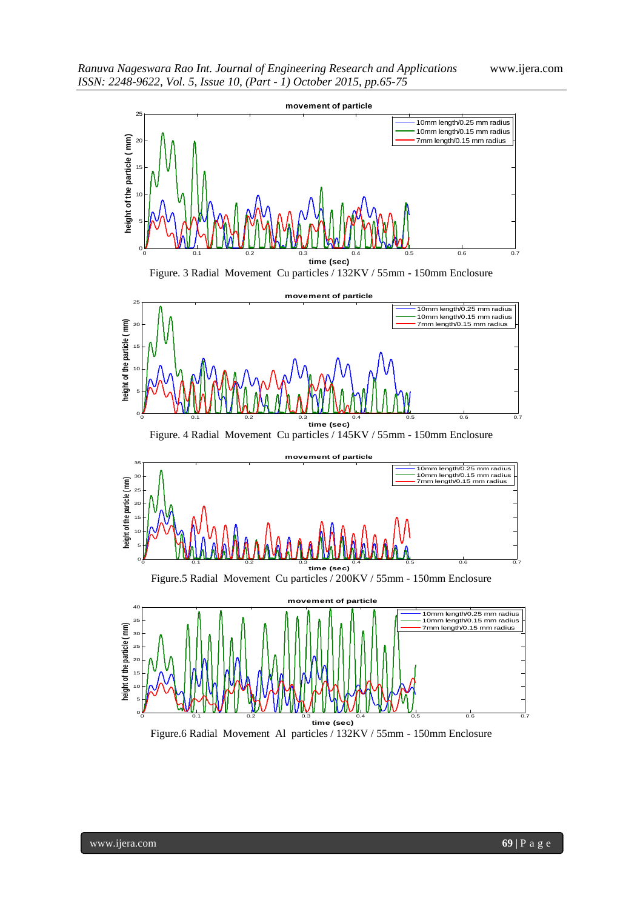Figure. 3 Radial Movement Cu particles / 132KV / 55mm - 150mm Enclosure

Figure. 4 Radial Movement Cu particles / 145KV / 55mm - 150mm Enclosure

Figure.5 Radial Movement Cu particles / 200KV / 55mm - 150mm Enclosure

Figure.6 Radial Movement Al particles / 132KV / 55mm - 150mm Enclosure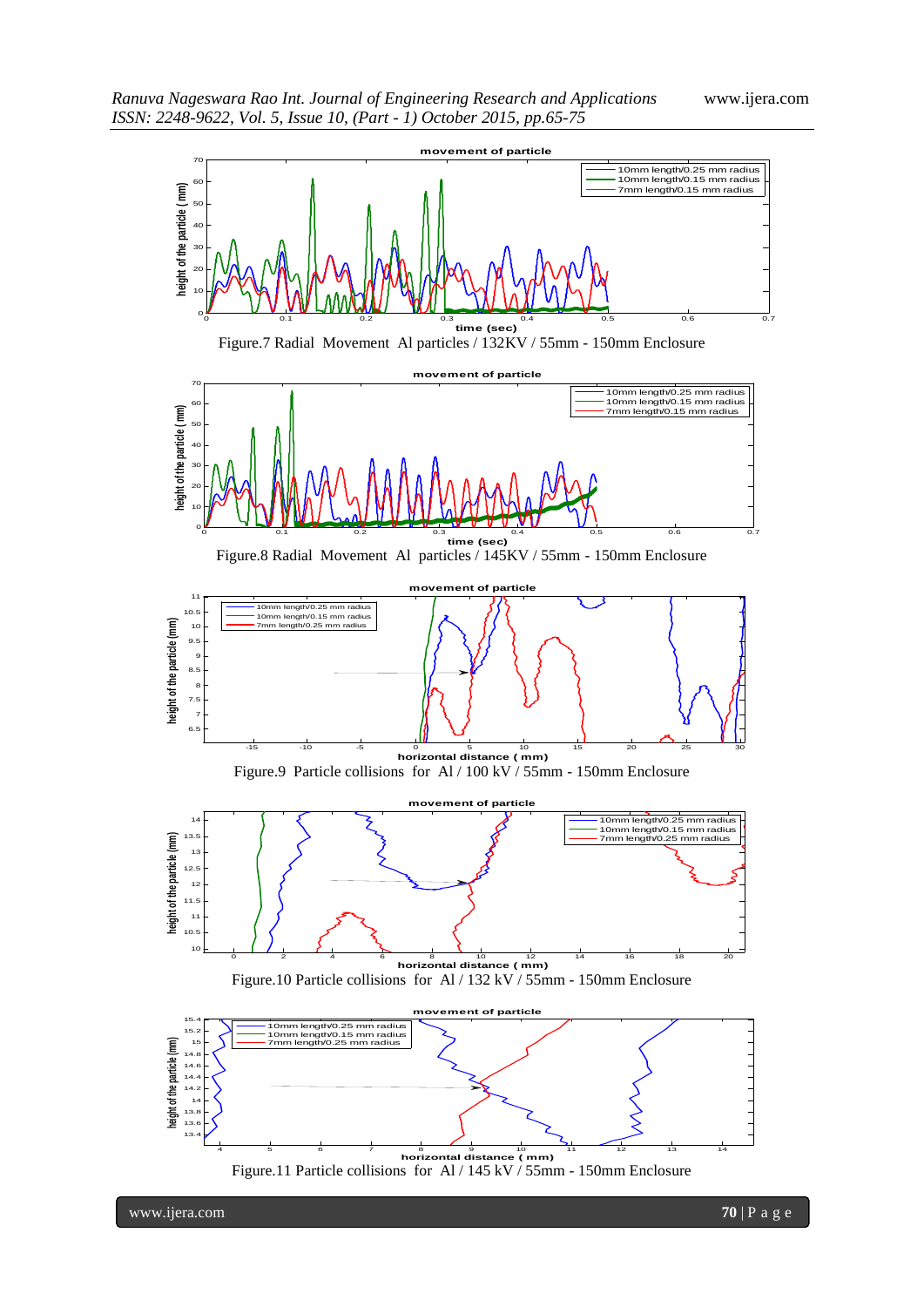Figure.7 Radial Movement Al particles / 132KV / 55mm - 150mm Enclosure

Figure.8 Radial Movement Al particles / 145KV / 55mm - 150mm Enclosure

Figure.9 Particle collisions for Al / 100 kV / 55mm - 150mm Enclosure

Figure.10 Particle collisions for Al / 132 kV / 55mm - 150mm Enclosure

Figure.11 Particle collisions for Al / 145 kV / 55mm - 150mm Enclosure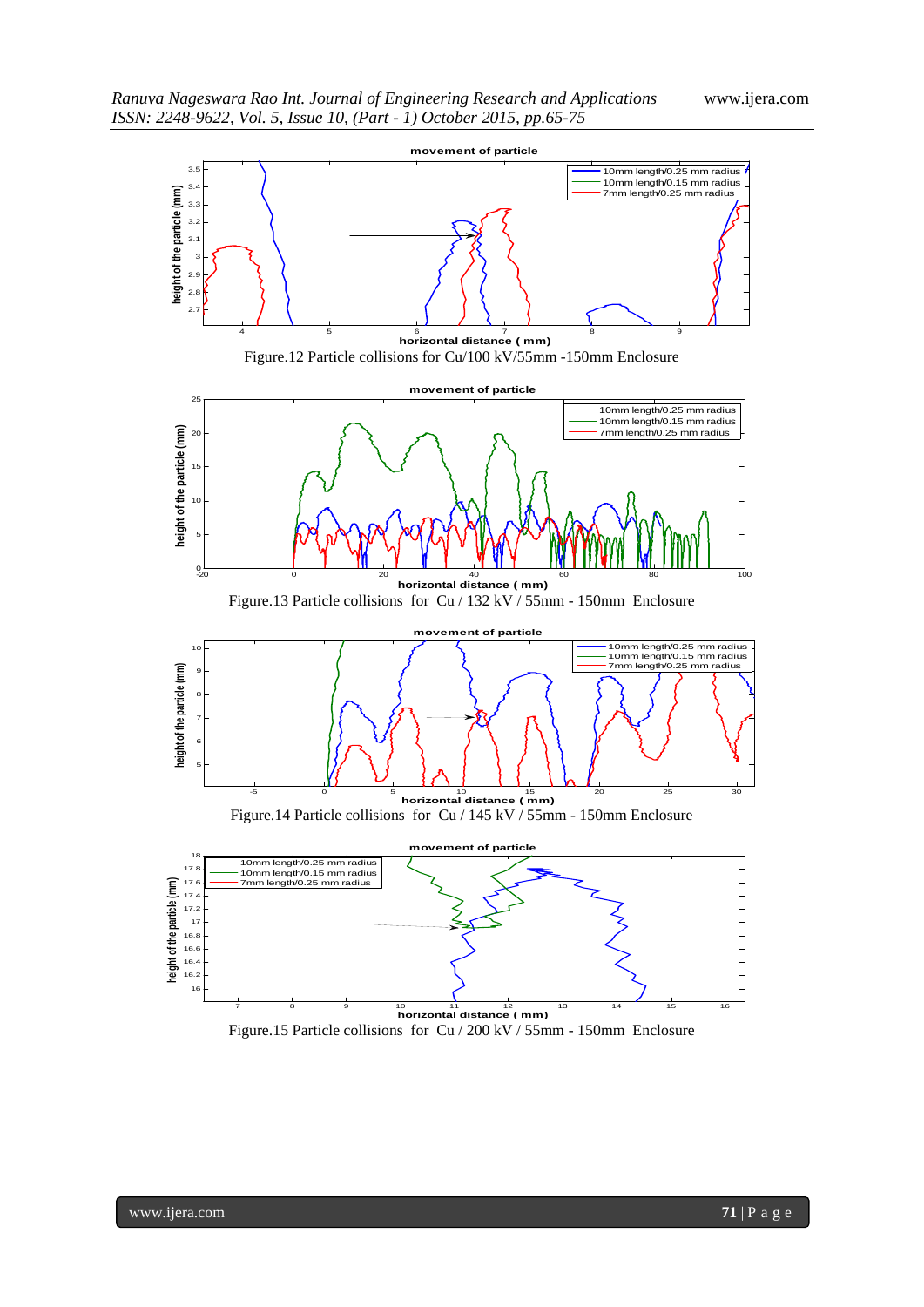Figure.12 Particle collisions for Cu/100 kV/55mm -150mm Enclosure

Figure.13 Particle collisions for Cu / 132 kV / 55mm - 150mm Enclosure

Figure.14 Particle collisions for Cu / 145 kV / 55mm - 150mm Enclosure

Figure.15 Particle collisions for Cu / 200 kV / 55mm - 150mm Enclosure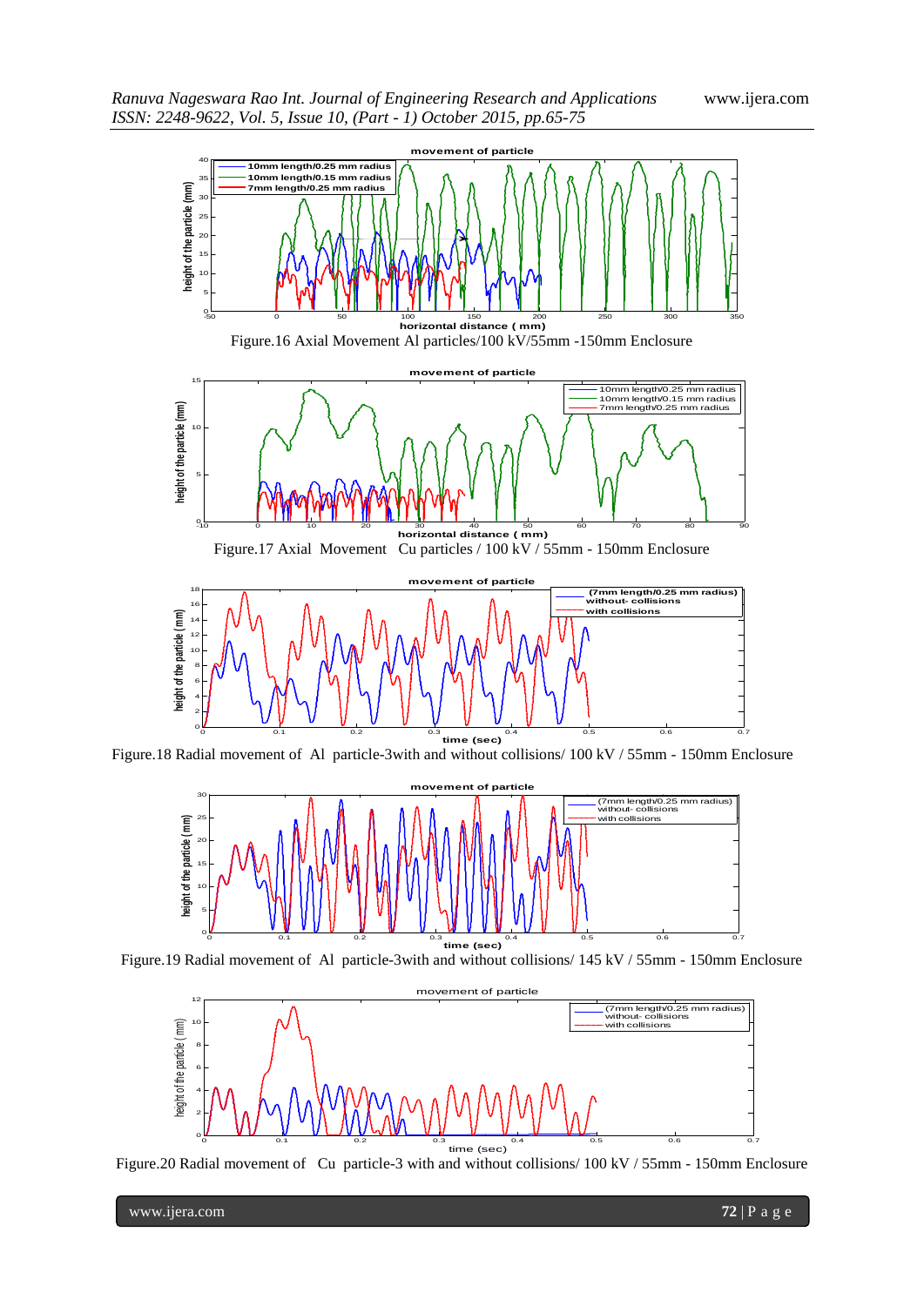Figure.16 Axial Movement Al particles/100 kV/55mm -150mm Enclosure

Figure.17 Axial Movement Cu particles / 100 kV / 55mm - 150mm Enclosure

Figure.18 Radial movement of Al particle-3with and without collisions/ 100 kV / 55mm - 150mm Enclosure

Figure.19 Radial movement of Al particle-3with and without collisions/ 145 kV / 55mm - 150mm Enclosure

Figure.20 Radial movement of Cu particle-3 with and without collisions/ 100 kV / 55mm - 150mm Enclosure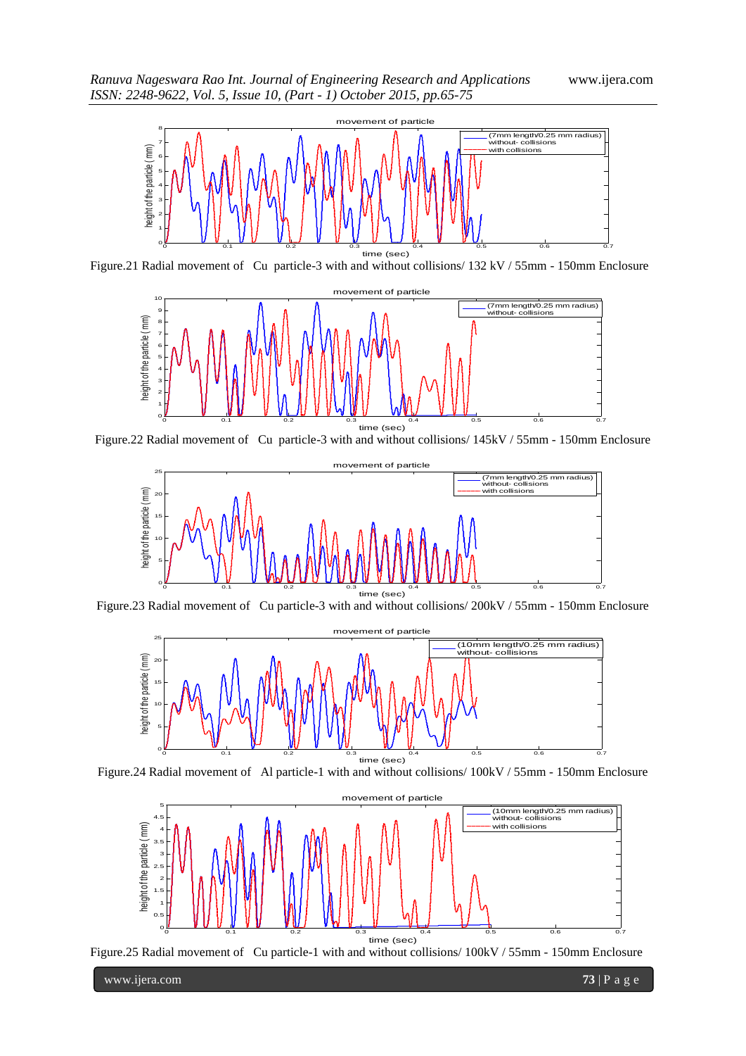Figure.21 Radial movement of Cu particle-3 with and without collisions/ 132 kV / 55mm - 150mm Enclosure

Figure.22 Radial movement of Cu particle-3 with and without collisions/ 145kV / 55mm - 150mm Enclosure

Figure.23 Radial movement of Cu particle-3 with and without collisions/ 200kV / 55mm - 150mm Enclosure

Figure.24 Radial movement of Al particle-1 with and without collisions/ 100kV / 55mm - 150mm Enclosure

Figure.25 Radial movement of Cu particle-1 with and without collisions/ 100kV / 55mm - 150mm Enclosure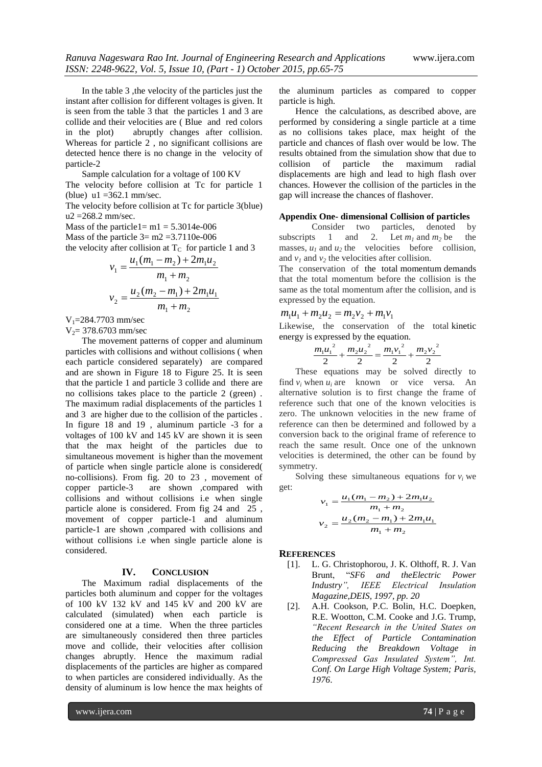In the table 3 ,the velocity of the particles just the instant after collision for different voltages is given. It is seen from the table 3 that the particles 1 and 3 are collide and their velocities are ( Blue and red colors in the plot) abruptly changes after collision. Whereas for particle 2 , no significant collisions are detected hence there is no change in the velocity of particle-2

Sample calculation for a voltage of 100 KV

The velocity before collision at Tc for particle 1 (blue) u1 =362.1 mm/sec.

The velocity before collision at Tc for particle 3(blue) u2 =268.2 mm/sec.

Mass of the particle1= m1 = 5.3014e-006

Mass of the particle 3= m2 =3.7110e-006

the velocity after collision at $T_C$ for particle 1 and 3

$$v_1 = \frac{u_1(m_1 - m_2) + 2m_1u_2}{m_1 + m_2}$$

$$v_2 = \frac{u_2(m_2 - m_1) + 2m_1u_1}{m_1 + m_2}$$

$V_1$=284.7703 mm/sec

$V_2$= 378.6703 mm/sec

The movement patterns of copper and aluminum particles with collisions and without collisions ( when each particle considered separately) are compared and are shown in Figure 18 to Figure 25. It is seen that the particle 1 and particle 3 collide and there are no collisions takes place to the particle 2 (green) . The maximum radial displacements of the particles 1 and 3 are higher due to the collision of the particles . In figure 18 and 19 , aluminum particle -3 for a voltages of 100 kV and 145 kV are shown it is seen that the max height of the particles due to simultaneous movement is higher than the movement of particle when single particle alone is considered( no-collisions). From fig. 20 to 23 , movement of copper particle-3 are shown ,compared with collisions and without collisions i.e when single particle alone is considered. From fig 24 and 25 , movement of copper particle-1 and aluminum particle-1 are shown ,compared with collisions and without collisions i.e when single particle alone is considered.

## IV. CONCLUSION

The Maximum radial displacements of the particles both aluminum and copper for the voltages of 100 kV 132 kV and 145 kV and 200 kV are calculated (simulated) when each particle is considered one at a time. When the three particles are simultaneously considered then three particles move and collide, their velocities after collision changes abruptly. Hence the maximum radial displacements of the particles are higher as compared to when particles are considered individually. As the density of aluminum is low hence the max heights of the aluminum particles as compared to copper particle is high.

Hence the calculations, as described above, are performed by considering a single particle at a time as no collisions takes place, max height of the particle and chances of flash over would be low. The results obtained from the simulation show that due to collision of particle the maximum radial displacements are high and lead to high flash over chances. However the collision of the particles in the gap will increase the chances of flashover.

**Appendix One- dimensional Collision of particles**

Consider two particles, denoted by subscripts 1 and 2. Let $m_1$ and $m_2$ be the masses, $u_1$ and $u_2$ the velocities before collision, and $v_1$ and $v_2$ the velocities after collision.

The conservation of the total momentum demands that the total momentum before the collision is the same as the total momentum after the collision, and is expressed by the equation.

$$m_1u_1 + m_2u_2 = m_2v_2 + m_1v_1$$

Likewise, the conservation of the total kinetic energy is expressed by the equation.

$$\frac{m_1u_1^2}{2} + \frac{m_2u_2^2}{2} = \frac{m_1v_1^2}{2} + \frac{m_2v_2^2}{2}$$

These equations may be solved directly to find $v_i$ when $u_i$ are known or vice versa. An alternative solution is to first change the frame of reference such that one of the known velocities is zero. The unknown velocities in the new frame of reference can then be determined and followed by a conversion back to the original frame of reference to reach the same result. Once one of the unknown velocities is determined, the other can be found by symmetry.

Solving these simultaneous equations for $v_i$ we get:

$$v_1 = \frac{u_1(m_1 - m_2) + 2m_1u_2}{m_1 + m_2}$$

$$v_2 = \frac{u_2(m_2 - m_1) + 2m_1u_1}{m_1 + m_2}$$

## REFERENCES

[1]. L. G. Christophorou, J. K. Olthoff, R. J. Van Brunt, "*SF6 and theElectric Power Industry", IEEE Electrical Insulation Magazine,DEIS, 1997, pp. 20*

[2]. A.H. Cookson, P.C. Bolin, H.C. Doepken, R.E. Wootton, C.M. Cooke and J.G. Trump, *"Recent Research in the United States on the Effect of Particle Contamination Reducing the Breakdown Voltage in Compressed Gas Insulated System", Int. Conf. On Large High Voltage System; Paris, 1976*.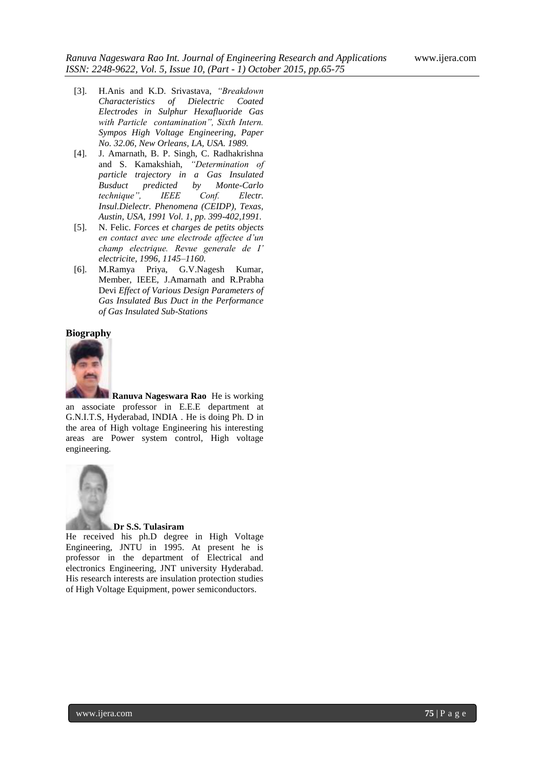[3]. H.Anis and K.D. Srivastava, *"Breakdown Characteristics of Dielectric Coated Electrodes in Sulphur Hexafluoride Gas with Particle contamination", Sixth Intern. Sympos High Voltage Engineering, Paper No. 32.06, New Orleans, LA, USA. 1989.*

[4]. J. Amarnath, B. P. Singh, C. Radhakrishna and S. Kamakshiah, *"Determination of particle trajectory in a Gas Insulated Busduct predicted by Monte-Carlo technique", IEEE Conf. Electr. Insul.Dielectr. Phenomena (CEIDP), Texas, Austin, USA, 1991 Vol. 1, pp. 399-402,1991.*

[5]. N. Felic. *Forces et charges de petits objects en contact avec une electrode affectee d'un champ electrique. Revue generale de I' electricite, 1996, 1145–1160.*

[6]. M.Ramya Priya, G.V.Nagesh Kumar, Member, IEEE, J.Amarnath and R.Prabha Devi *Effect of Various Design Parameters of Gas Insulated Bus Duct in the Performance of Gas Insulated Sub-Stations*

## Biography

**Ranuva Nageswara Rao** He is working an associate professor in E.E.E department at G.N.I.T.S, Hyderabad, INDIA . He is doing Ph. D in the area of High voltage Engineering his interesting areas are Power system control, High voltage engineering.

**Dr S.S. Tulasiram**

He received his ph.D degree in High Voltage Engineering, JNTU in 1995. At present he is professor in the department of Electrical and electronics Engineering, JNT university Hyderabad. His research interests are insulation protection studies of High Voltage Equipment, power semiconductors.